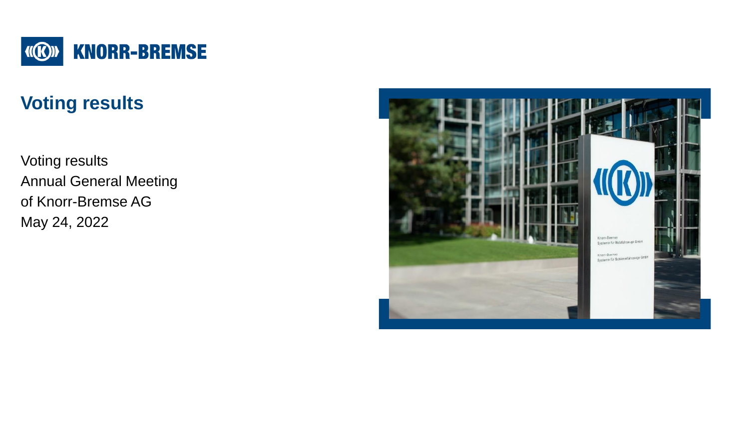KNORR-BREMSE

# Voting results

Voting results
Annual General Meeting
of Knorr-Bremse AG
May 24, 2022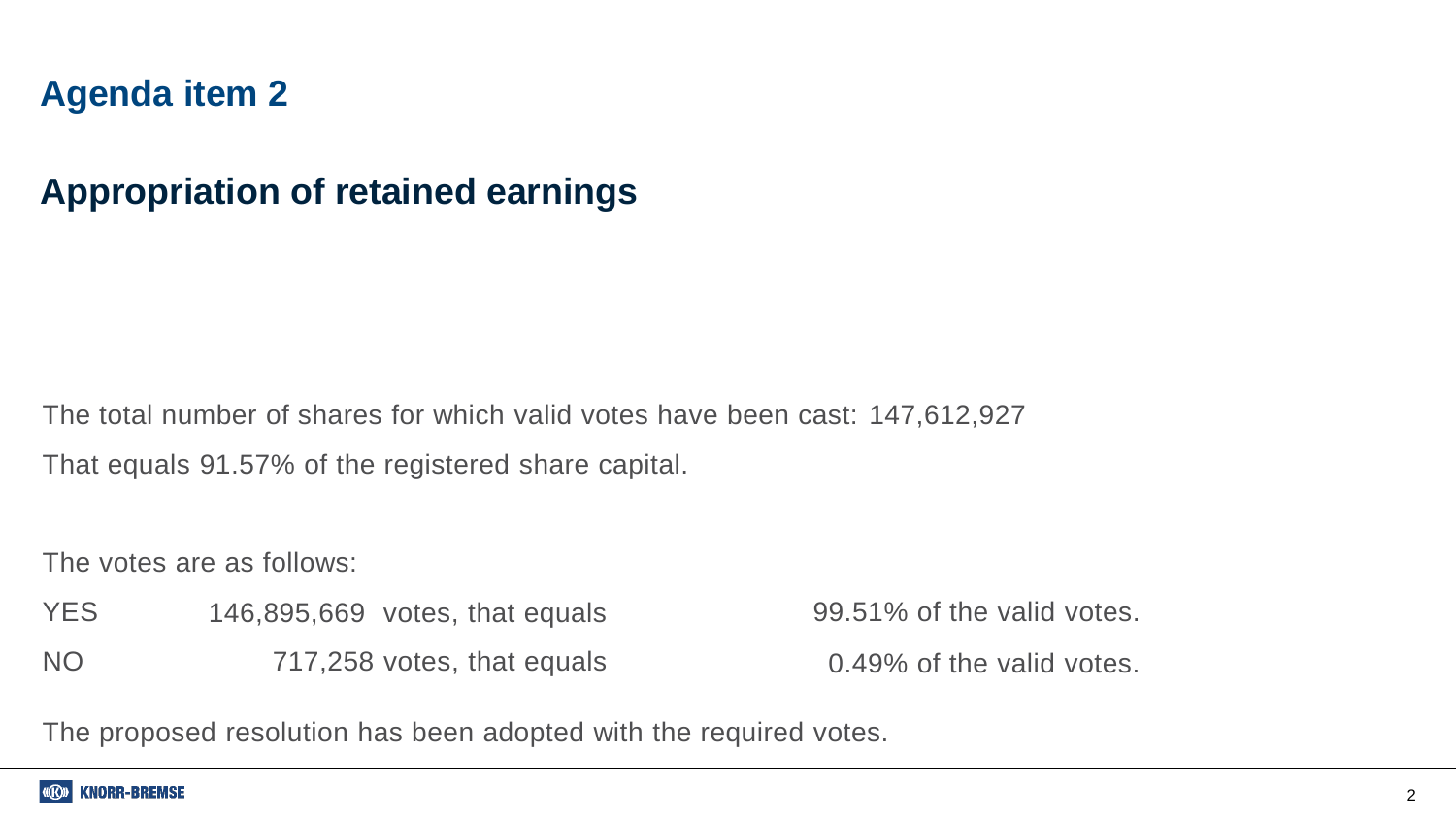# Agenda item 2

## Appropriation of retained earnings

The total number of shares for which valid votes have been cast: 147,612,927

That equals 91.57% of the registered share capital.

The votes are as follows:

| | | |
|---|---|---|
| YES | 146,895,669 votes, that equals | 99.51% of the valid votes. |
| NO | 717,258 votes, that equals | 0.49% of the valid votes. |

The proposed resolution has been adopted with the required votes.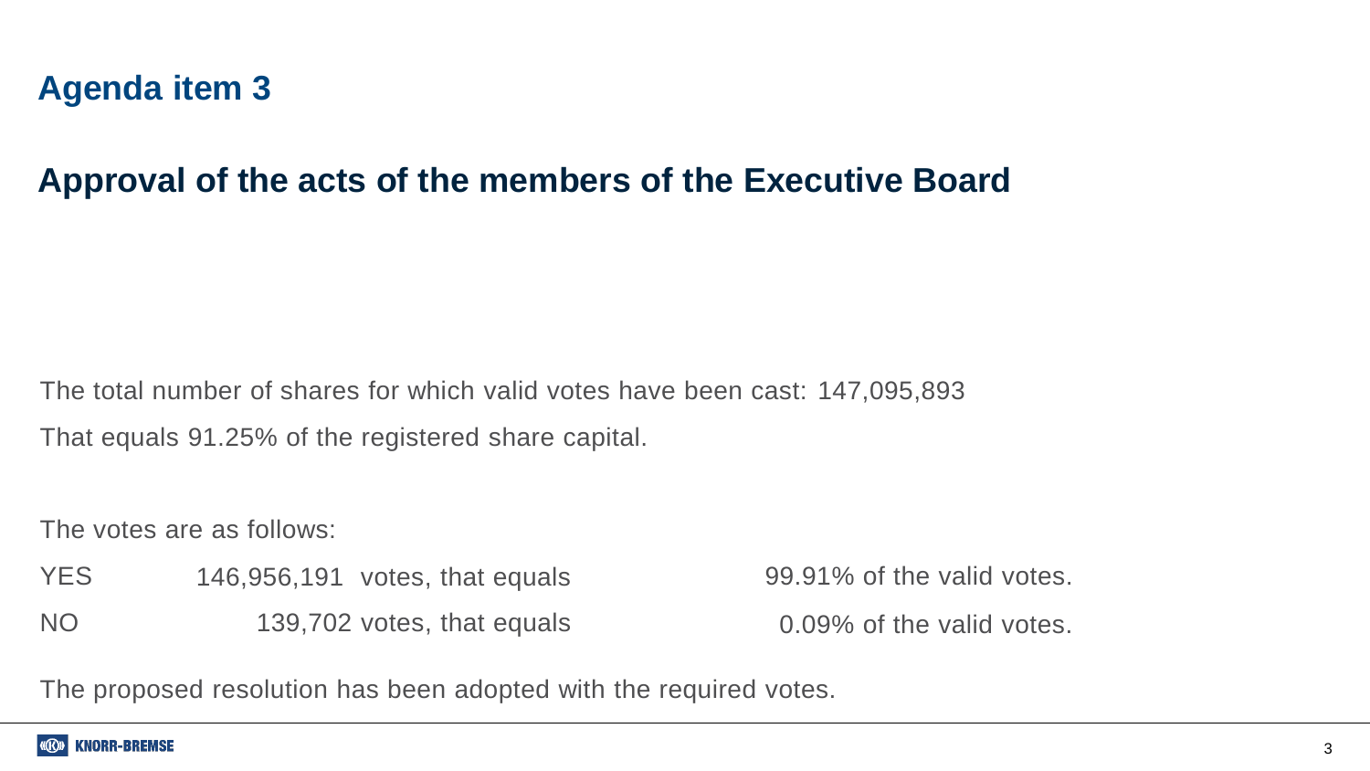## Agenda item 3

# Approval of the acts of the members of the Executive Board

The total number of shares for which valid votes have been cast: 147,095,893

That equals 91.25% of the registered share capital.

The votes are as follows:

| | | |
|---|---|---|
| YES | 146,956,191 votes, that equals | 99.91% of the valid votes. |
| NO | 139,702 votes, that equals | 0.09% of the valid votes. |

The proposed resolution has been adopted with the required votes.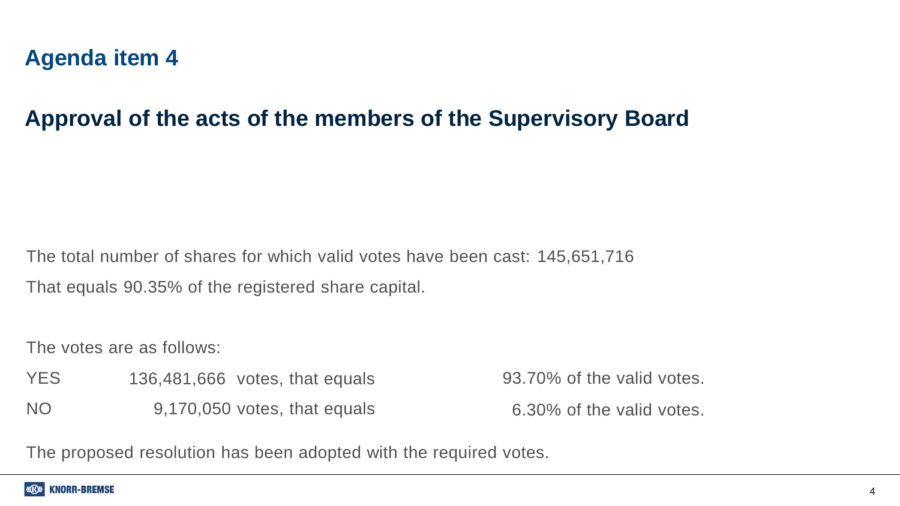## Agenda item 4

# Approval of the acts of the members of the Supervisory Board

The total number of shares for which valid votes have been cast: 145,651,716

That equals 90.35% of the registered share capital.

The votes are as follows:

| | | |
|---|---|---|
| YES | 136,481,666 votes, that equals | 93.70% of the valid votes. |
| NO | 9,170,050 votes, that equals | 6.30% of the valid votes. |

The proposed resolution has been adopted with the required votes.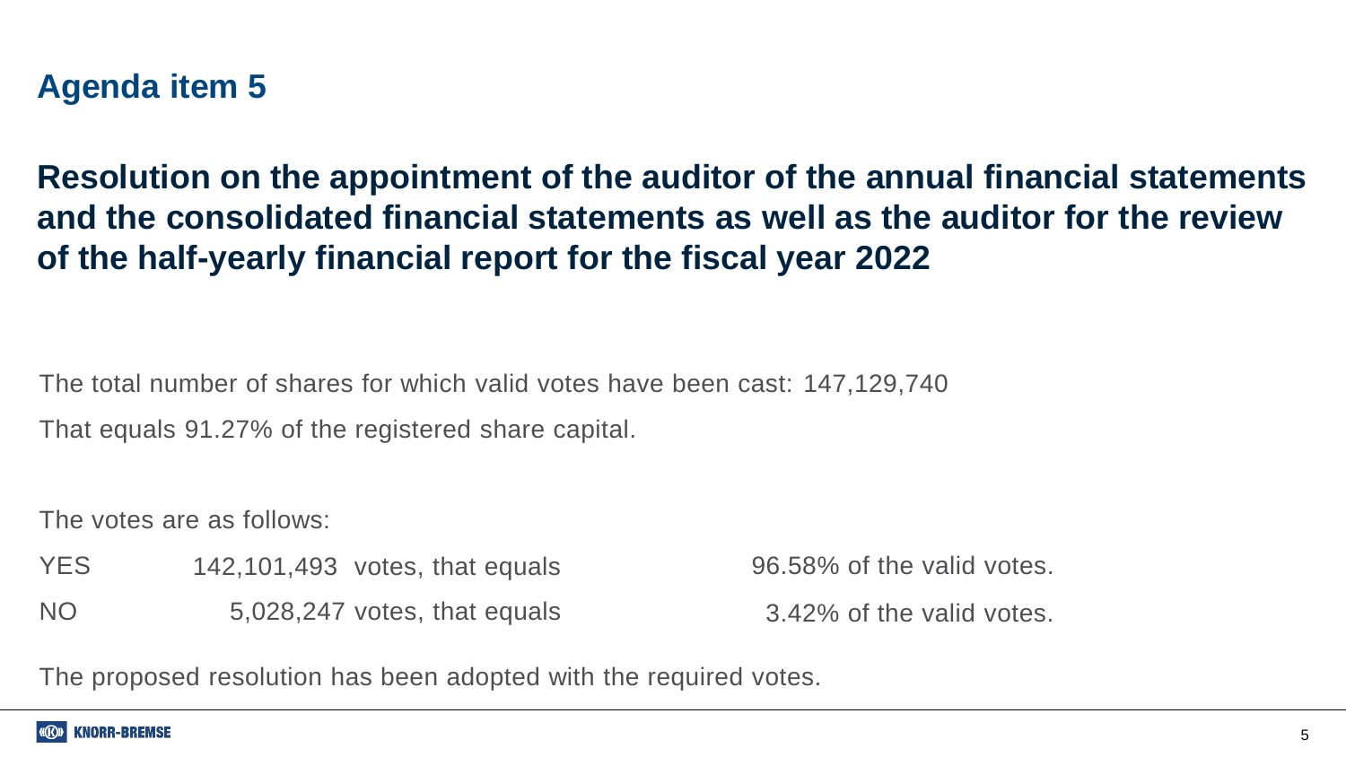## Agenda item 5

# Resolution on the appointment of the auditor of the annual financial statements and the consolidated financial statements as well as the auditor for the review of the half-yearly financial report for the fiscal year 2022

The total number of shares for which valid votes have been cast: 147,129,740

That equals 91.27% of the registered share capital.

The votes are as follows:

| | | |
|---|---|---|
| YES | 142,101,493 votes, that equals | 96.58% of the valid votes. |
| NO | 5,028,247 votes, that equals | 3.42% of the valid votes. |

The proposed resolution has been adopted with the required votes.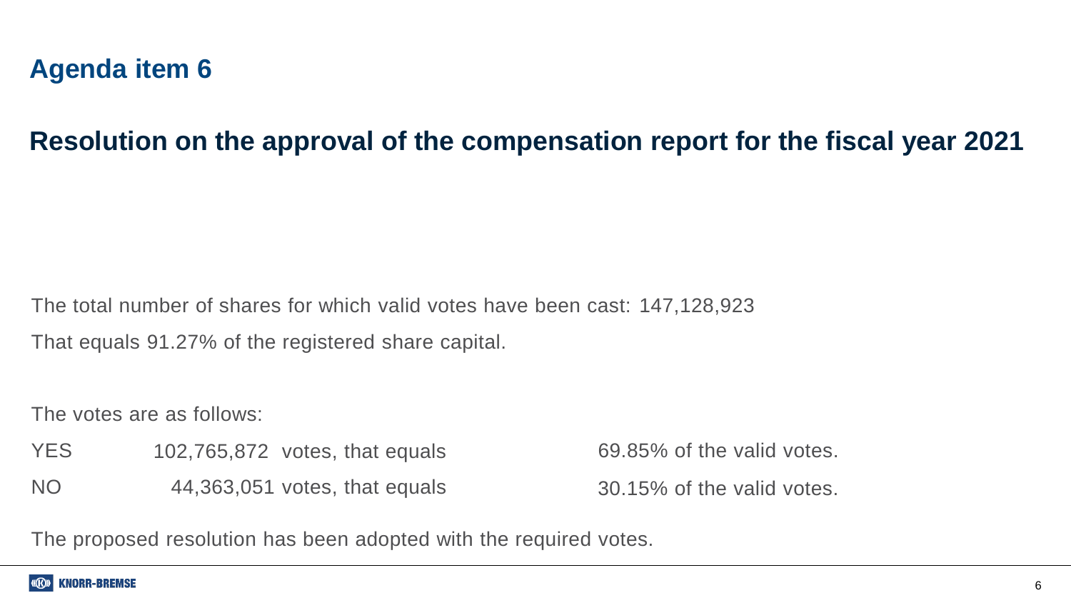## Agenda item 6

# Resolution on the approval of the compensation report for the fiscal year 2021

The total number of shares for which valid votes have been cast: 147,128,923

That equals 91.27% of the registered share capital.

The votes are as follows:

| | | |
|---|---|---|
| YES | 102,765,872 votes, that equals | 69.85% of the valid votes. |
| NO | 44,363,051 votes, that equals | 30.15% of the valid votes. |

The proposed resolution has been adopted with the required votes.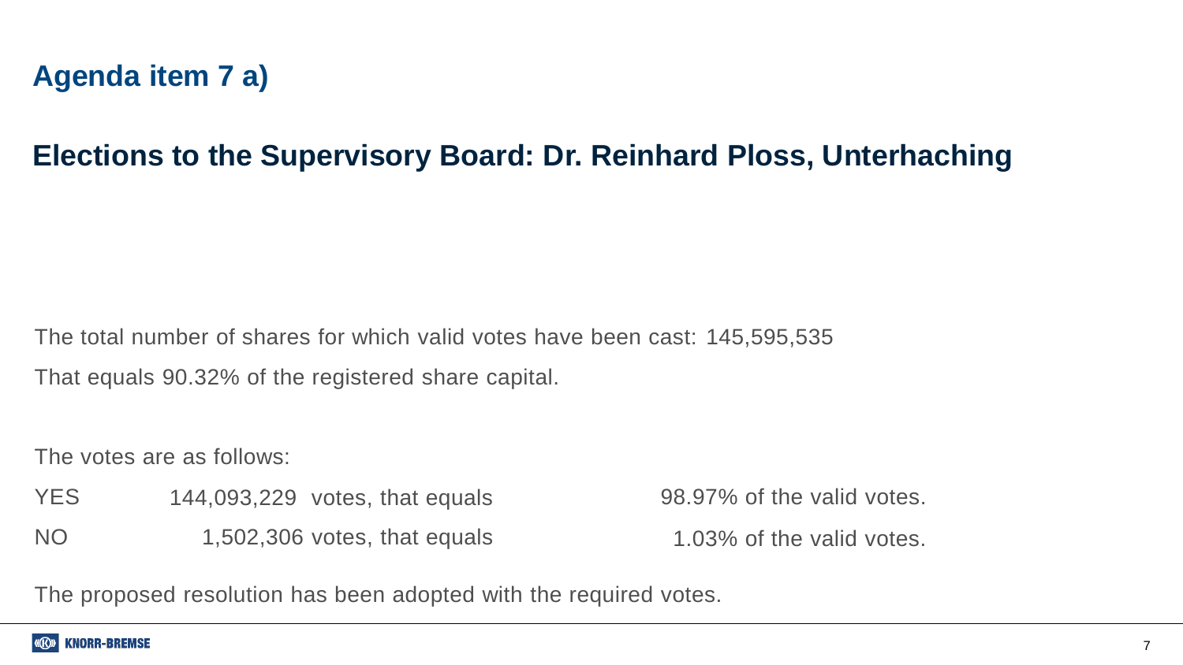## Agenda item 7 a)

# Elections to the Supervisory Board: Dr. Reinhard Ploss, Unterhaching

The total number of shares for which valid votes have been cast: 145,595,535

That equals 90.32% of the registered share capital.

The votes are as follows:

| | | |
|---|---|---|
| YES | 144,093,229 votes, that equals | 98.97% of the valid votes. |
| NO | 1,502,306 votes, that equals | 1.03% of the valid votes. |

The proposed resolution has been adopted with the required votes.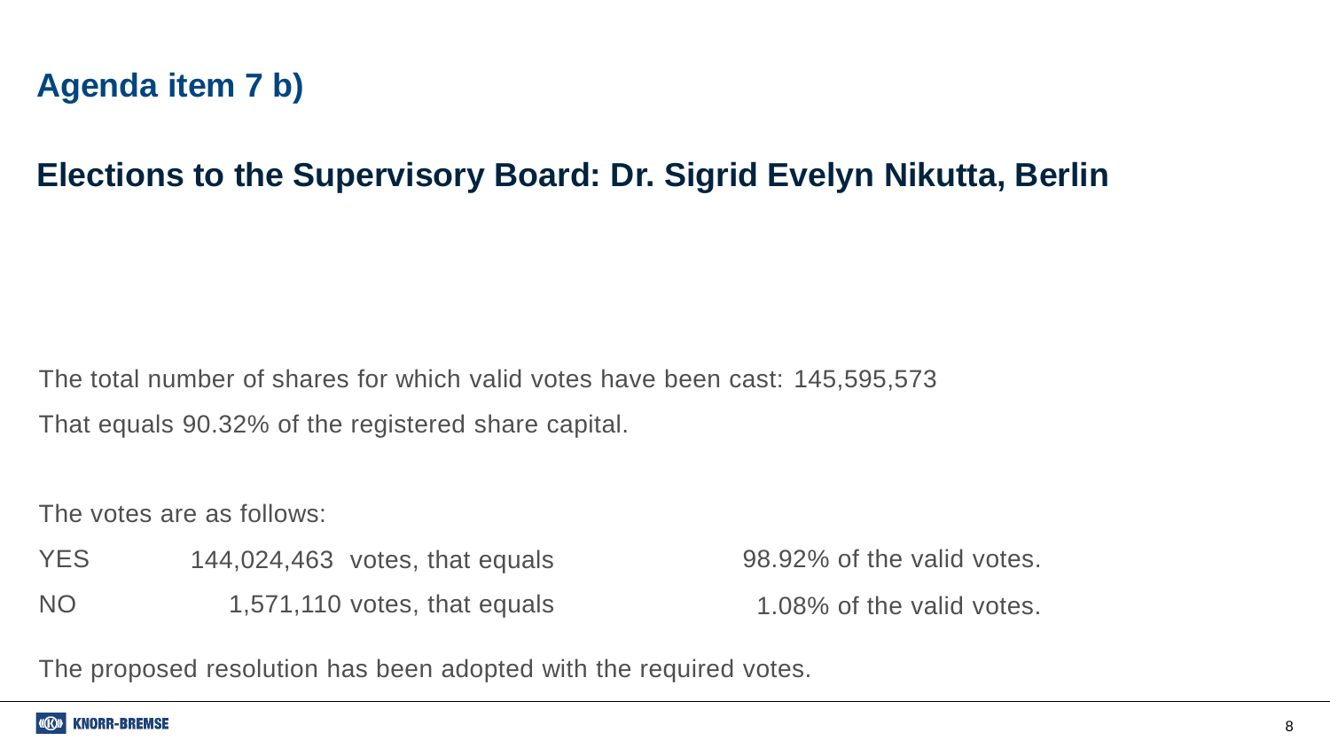## Agenda item 7 b)

# Elections to the Supervisory Board: Dr. Sigrid Evelyn Nikutta, Berlin

The total number of shares for which valid votes have been cast: 145,595,573

That equals 90.32% of the registered share capital.

The votes are as follows:

| | | |
|---|---|---|
| YES | 144,024,463 votes, that equals | 98.92% of the valid votes. |
| NO | 1,571,110 votes, that equals | 1.08% of the valid votes. |

The proposed resolution has been adopted with the required votes.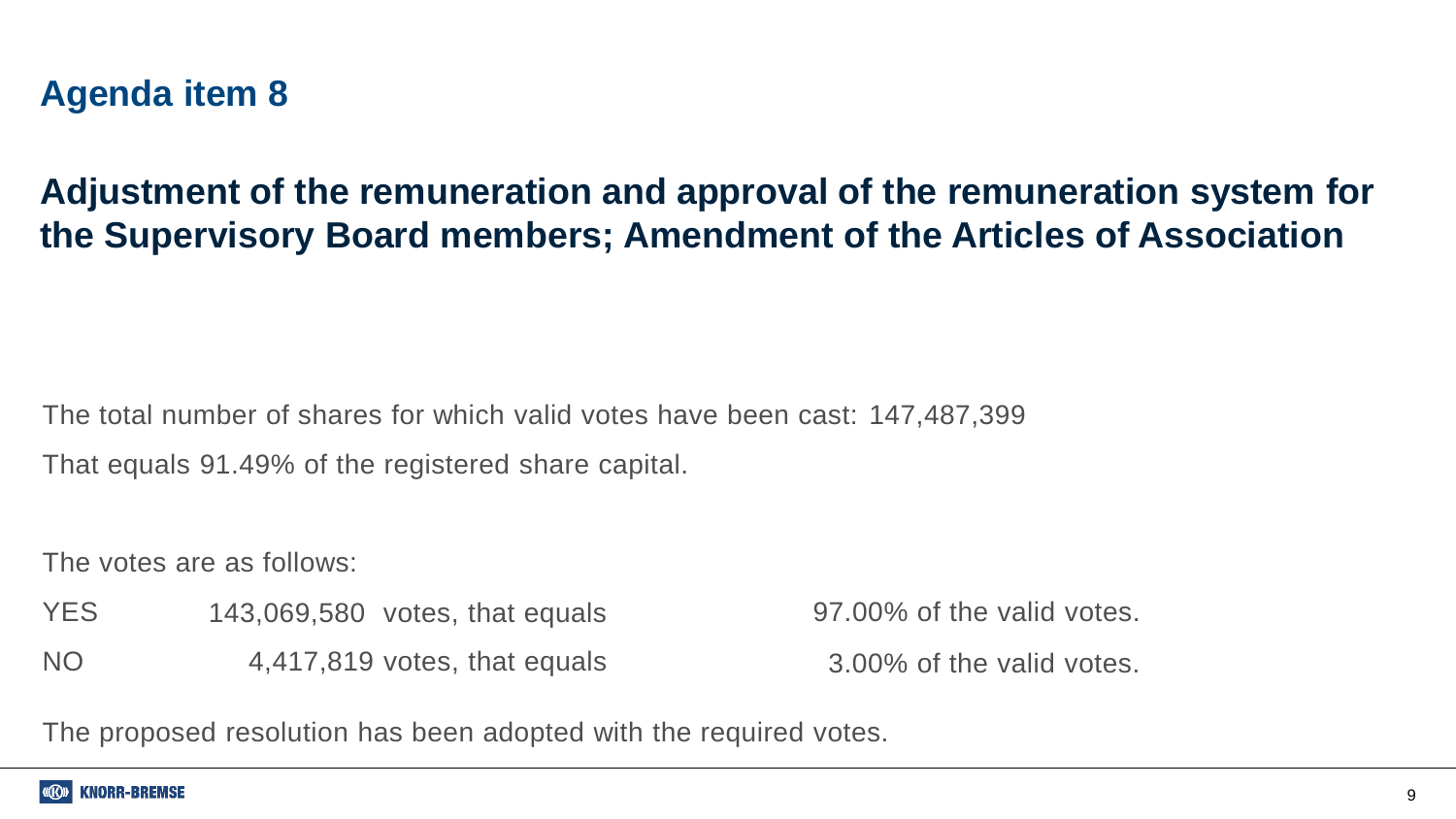# Agenda item 8

## Adjustment of the remuneration and approval of the remuneration system for the Supervisory Board members; Amendment of the Articles of Association

The total number of shares for which valid votes have been cast: 147,487,399

That equals 91.49% of the registered share capital.

The votes are as follows:

| | | |
|---|---|---|
| YES | 143,069,580 votes, that equals | 97.00% of the valid votes. |
| NO | 4,417,819 votes, that equals | 3.00% of the valid votes. |

The proposed resolution has been adopted with the required votes.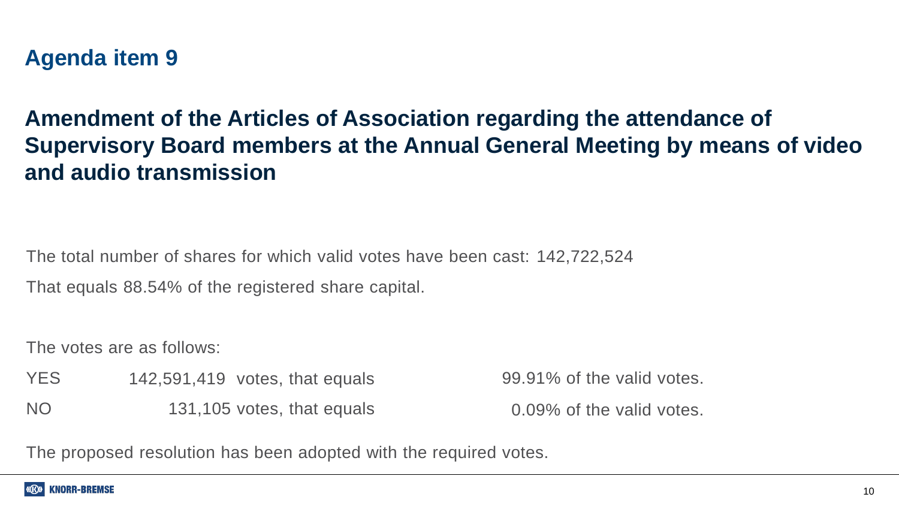## Agenda item 9

# Amendment of the Articles of Association regarding the attendance of Supervisory Board members at the Annual General Meeting by means of video and audio transmission

The total number of shares for which valid votes have been cast: 142,722,524

That equals 88.54% of the registered share capital.

The votes are as follows:

| | | |
|---|---|---|
| YES | 142,591,419 votes, that equals | 99.91% of the valid votes. |
| NO | 131,105 votes, that equals | 0.09% of the valid votes. |

The proposed resolution has been adopted with the required votes.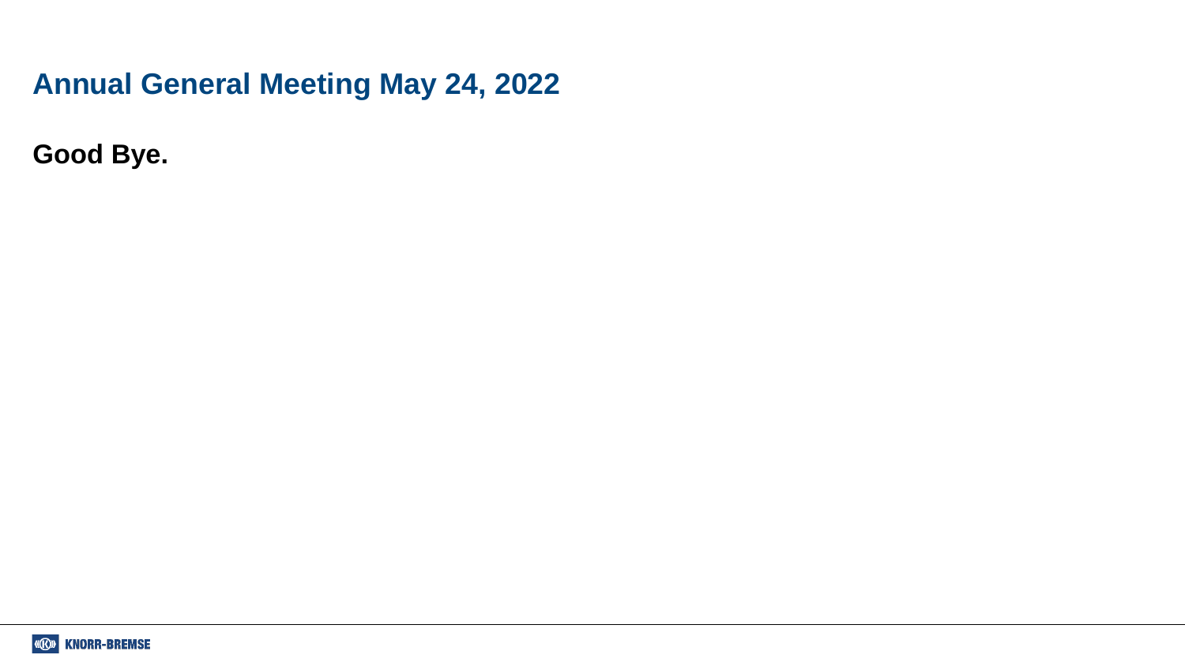# Annual General Meeting May 24, 2022

**Good Bye.**